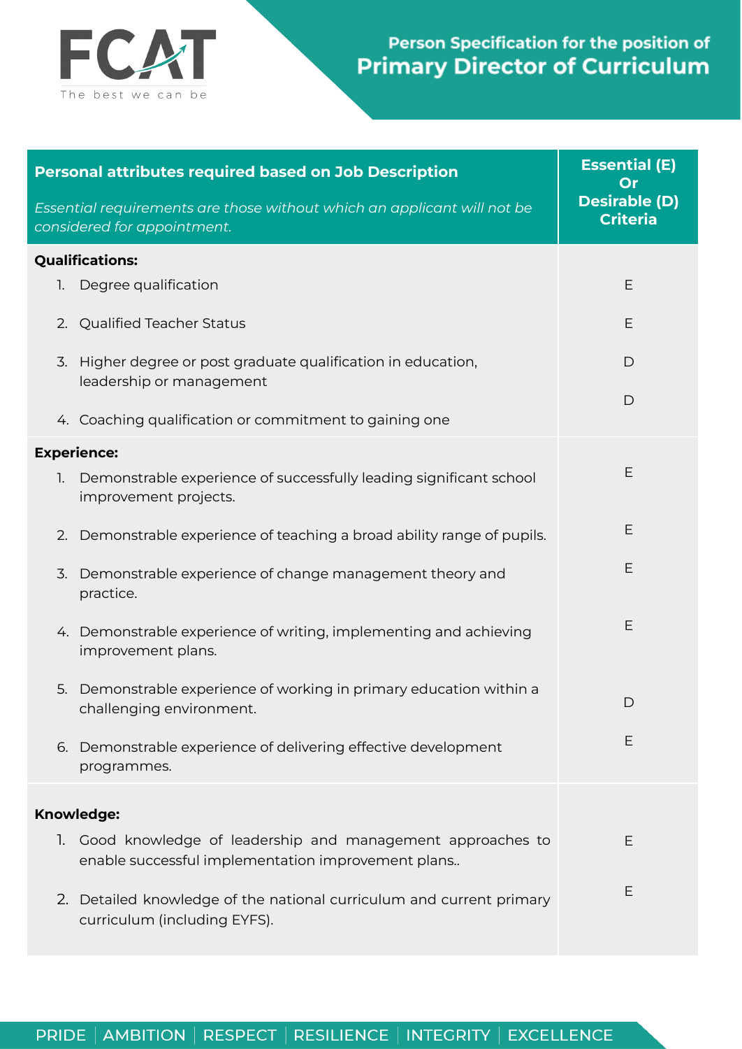FCAT

The best we can be

# Person Specification for the position of Primary Director of Curriculum

| **Personal attributes required based on Job Description**<br>*Essential requirements are those without which an applicant will not be considered for appointment.* | **Essential (E) Or Desirable (D) Criteria** |
|---|---|
| **Qualifications:** | |
| 1. Degree qualification | E |
| 2. Qualified Teacher Status | E |
| 3. Higher degree or post graduate qualification in education, leadership or management | D |
| 4. Coaching qualification or commitment to gaining one | D |
| **Experience:** | |
| 1. Demonstrable experience of successfully leading significant school improvement projects. | E |
| 2. Demonstrable experience of teaching a broad ability range of pupils. | E |
| 3. Demonstrable experience of change management theory and practice. | E |
| 4. Demonstrable experience of writing, implementing and achieving improvement plans. | E |
| 5. Demonstrable experience of working in primary education within a challenging environment. | D |
| 6. Demonstrable experience of delivering effective development programmes. | E |
| **Knowledge:** | |
| 1. Good knowledge of leadership and management approaches to enable successful implementation improvement plans.. | E |
| 2. Detailed knowledge of the national curriculum and current primary curriculum (including EYFS). | E |

PRIDE | AMBITION | RESPECT | RESILIENCE | INTEGRITY | EXCELLENCE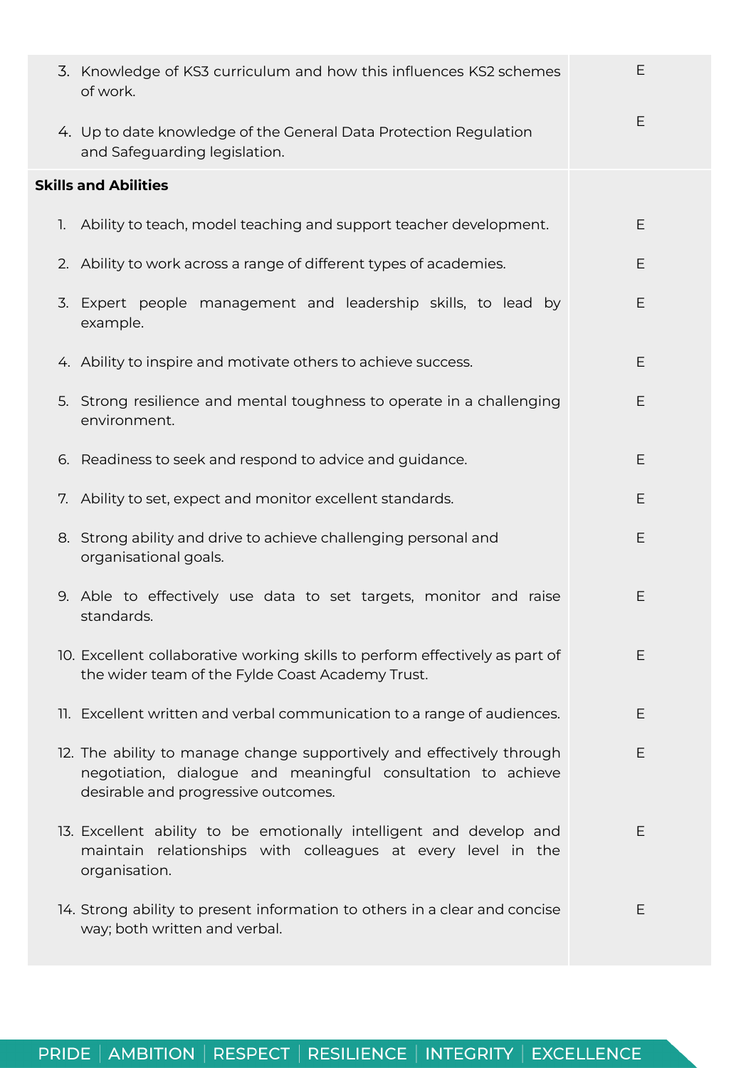| | |
|---|---|
| 3. Knowledge of KS3 curriculum and how this influences KS2 schemes of work. | E |
| 4. Up to date knowledge of the General Data Protection Regulation and Safeguarding legislation. | E |
| **Skills and Abilities** | |
| 1. Ability to teach, model teaching and support teacher development. | E |
| 2. Ability to work across a range of different types of academies. | E |
| 3. Expert people management and leadership skills, to lead by example. | E |
| 4. Ability to inspire and motivate others to achieve success. | E |
| 5. Strong resilience and mental toughness to operate in a challenging environment. | E |
| 6. Readiness to seek and respond to advice and guidance. | E |
| 7. Ability to set, expect and monitor excellent standards. | E |
| 8. Strong ability and drive to achieve challenging personal and organisational goals. | E |
| 9. Able to effectively use data to set targets, monitor and raise standards. | E |
| 10. Excellent collaborative working skills to perform effectively as part of the wider team of the Fylde Coast Academy Trust. | E |
| 11. Excellent written and verbal communication to a range of audiences. | E |
| 12. The ability to manage change supportively and effectively through negotiation, dialogue and meaningful consultation to achieve desirable and progressive outcomes. | E |
| 13. Excellent ability to be emotionally intelligent and develop and maintain relationships with colleagues at every level in the organisation. | E |
| 14. Strong ability to present information to others in a clear and concise way; both written and verbal. | E |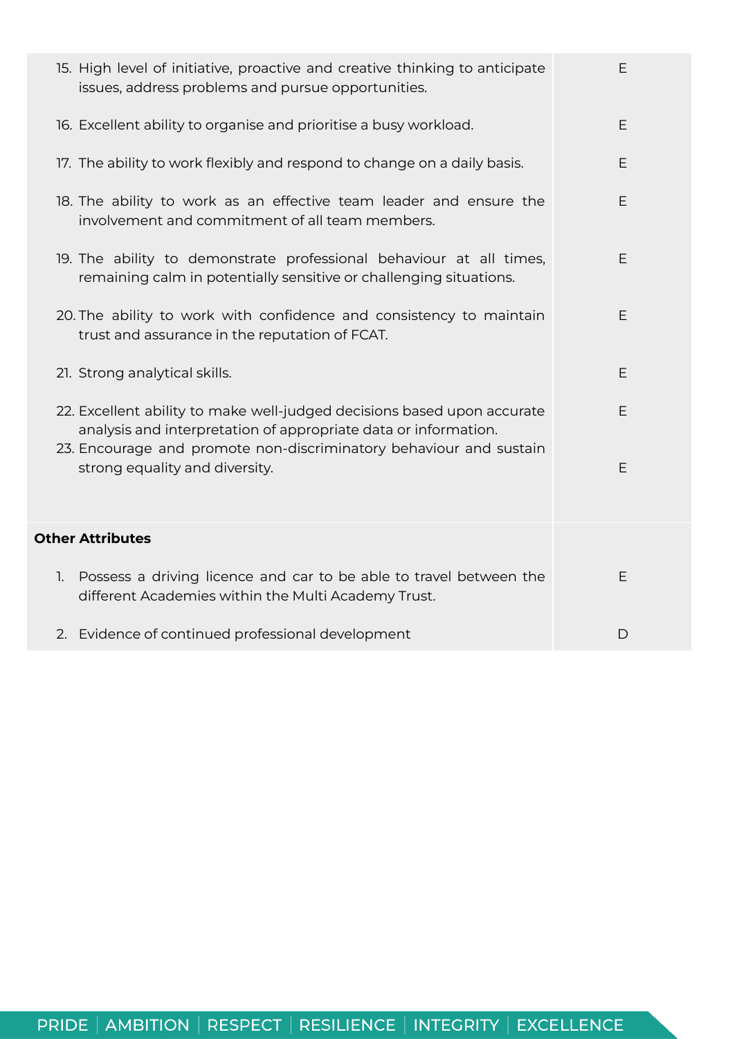| | |
|---|---|
| 15. High level of initiative, proactive and creative thinking to anticipate issues, address problems and pursue opportunities. | E |
| 16. Excellent ability to organise and prioritise a busy workload. | E |
| 17. The ability to work flexibly and respond to change on a daily basis. | E |
| 18. The ability to work as an effective team leader and ensure the involvement and commitment of all team members. | E |
| 19. The ability to demonstrate professional behaviour at all times, remaining calm in potentially sensitive or challenging situations. | E |
| 20. The ability to work with confidence and consistency to maintain trust and assurance in the reputation of FCAT. | E |
| 21. Strong analytical skills. | E |
| 22. Excellent ability to make well-judged decisions based upon accurate analysis and interpretation of appropriate data or information. | E |
| 23. Encourage and promote non-discriminatory behaviour and sustain strong equality and diversity. | E |
| **Other Attributes** | |
| 1. Possess a driving licence and car to be able to travel between the different Academies within the Multi Academy Trust. | E |
| 2. Evidence of continued professional development | D |

PRIDE | AMBITION | RESPECT | RESILIENCE | INTEGRITY | EXCELLENCE